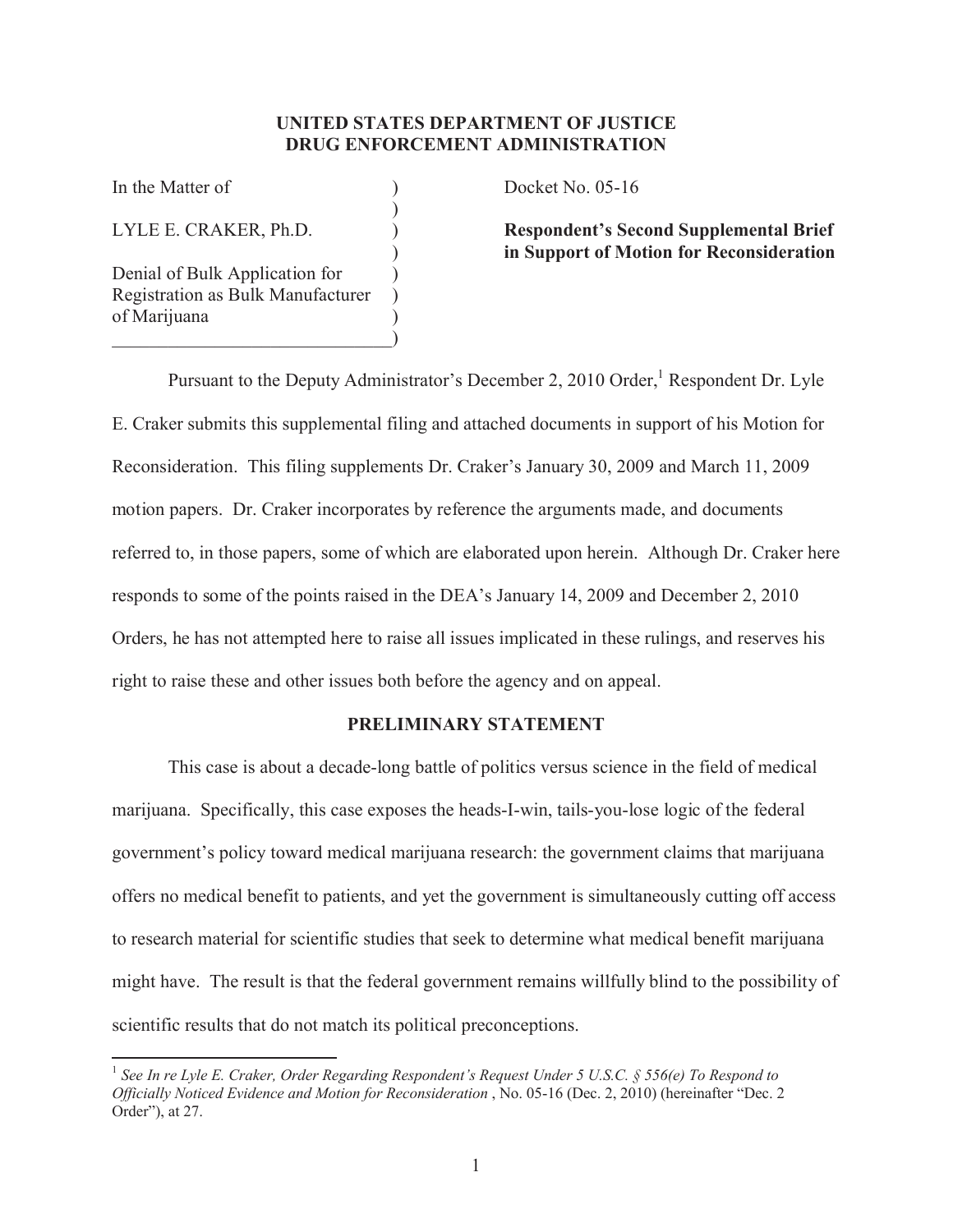**UNITED STATES DEPARTMENT OF JUSTICE**
**DRUG ENFORCEMENT ADMINISTRATION**

| | |
|---|---|
| In the Matter of<br><br>LYLE E. CRAKER, Ph.D.<br><br>Denial of Bulk Application for Registration as Bulk Manufacturer of Marijuana | Docket No. 05-16<br><br>**Respondent's Second Supplemental Brief in Support of Motion for Reconsideration** |

Pursuant to the Deputy Administrator's December 2, 2010 Order,[1] Respondent Dr. Lyle E. Craker submits this supplemental filing and attached documents in support of his Motion for Reconsideration. This filing supplements Dr. Craker's January 30, 2009 and March 11, 2009 motion papers. Dr. Craker incorporates by reference the arguments made, and documents referred to, in those papers, some of which are elaborated upon herein. Although Dr. Craker here responds to some of the points raised in the DEA's January 14, 2009 and December 2, 2010 Orders, he has not attempted here to raise all issues implicated in these rulings, and reserves his right to raise these and other issues both before the agency and on appeal.

## PRELIMINARY STATEMENT

This case is about a decade-long battle of politics versus science in the field of medical marijuana. Specifically, this case exposes the heads-I-win, tails-you-lose logic of the federal government's policy toward medical marijuana research: the government claims that marijuana offers no medical benefit to patients, and yet the government is simultaneously cutting off access to research material for scientific studies that seek to determine what medical benefit marijuana might have. The result is that the federal government remains willfully blind to the possibility of scientific results that do not match its political preconceptions.

[1] *See In re Lyle E. Craker, Order Regarding Respondent's Request Under 5 U.S.C. § 556(e) To Respond to Officially Noticed Evidence and Motion for Reconsideration* , No. 05-16 (Dec. 2, 2010) (hereinafter "Dec. 2 Order"), at 27.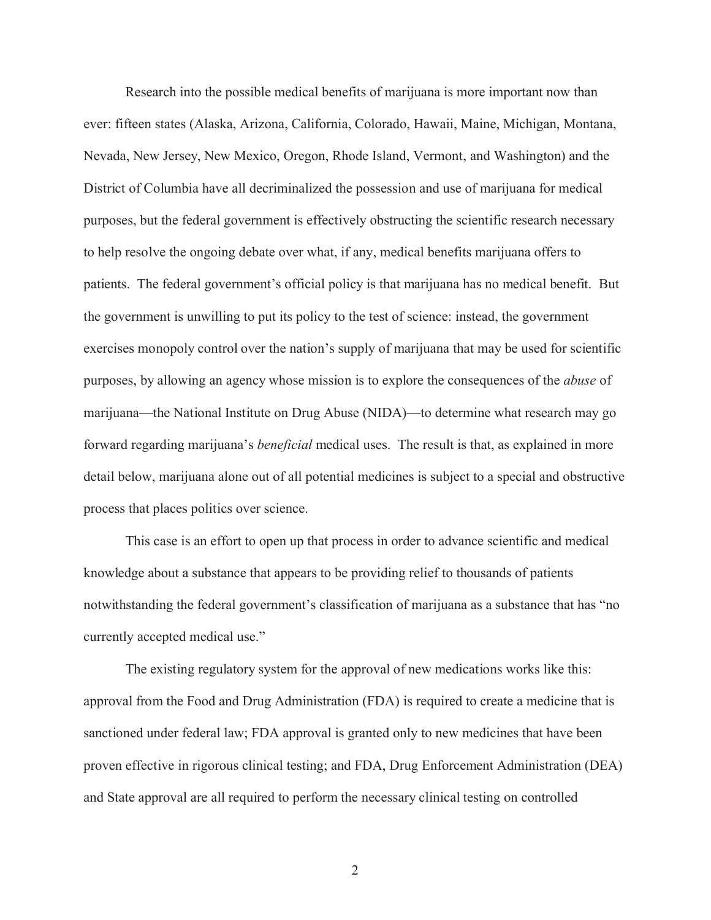Research into the possible medical benefits of marijuana is more important now than ever: fifteen states (Alaska, Arizona, California, Colorado, Hawaii, Maine, Michigan, Montana, Nevada, New Jersey, New Mexico, Oregon, Rhode Island, Vermont, and Washington) and the District of Columbia have all decriminalized the possession and use of marijuana for medical purposes, but the federal government is effectively obstructing the scientific research necessary to help resolve the ongoing debate over what, if any, medical benefits marijuana offers to patients. The federal government's official policy is that marijuana has no medical benefit. But the government is unwilling to put its policy to the test of science: instead, the government exercises monopoly control over the nation's supply of marijuana that may be used for scientific purposes, by allowing an agency whose mission is to explore the consequences of the *abuse* of marijuana—the National Institute on Drug Abuse (NIDA)—to determine what research may go forward regarding marijuana's *beneficial* medical uses. The result is that, as explained in more detail below, marijuana alone out of all potential medicines is subject to a special and obstructive process that places politics over science.

This case is an effort to open up that process in order to advance scientific and medical knowledge about a substance that appears to be providing relief to thousands of patients notwithstanding the federal government's classification of marijuana as a substance that has "no currently accepted medical use."

The existing regulatory system for the approval of new medications works like this: approval from the Food and Drug Administration (FDA) is required to create a medicine that is sanctioned under federal law; FDA approval is granted only to new medicines that have been proven effective in rigorous clinical testing; and FDA, Drug Enforcement Administration (DEA) and State approval are all required to perform the necessary clinical testing on controlled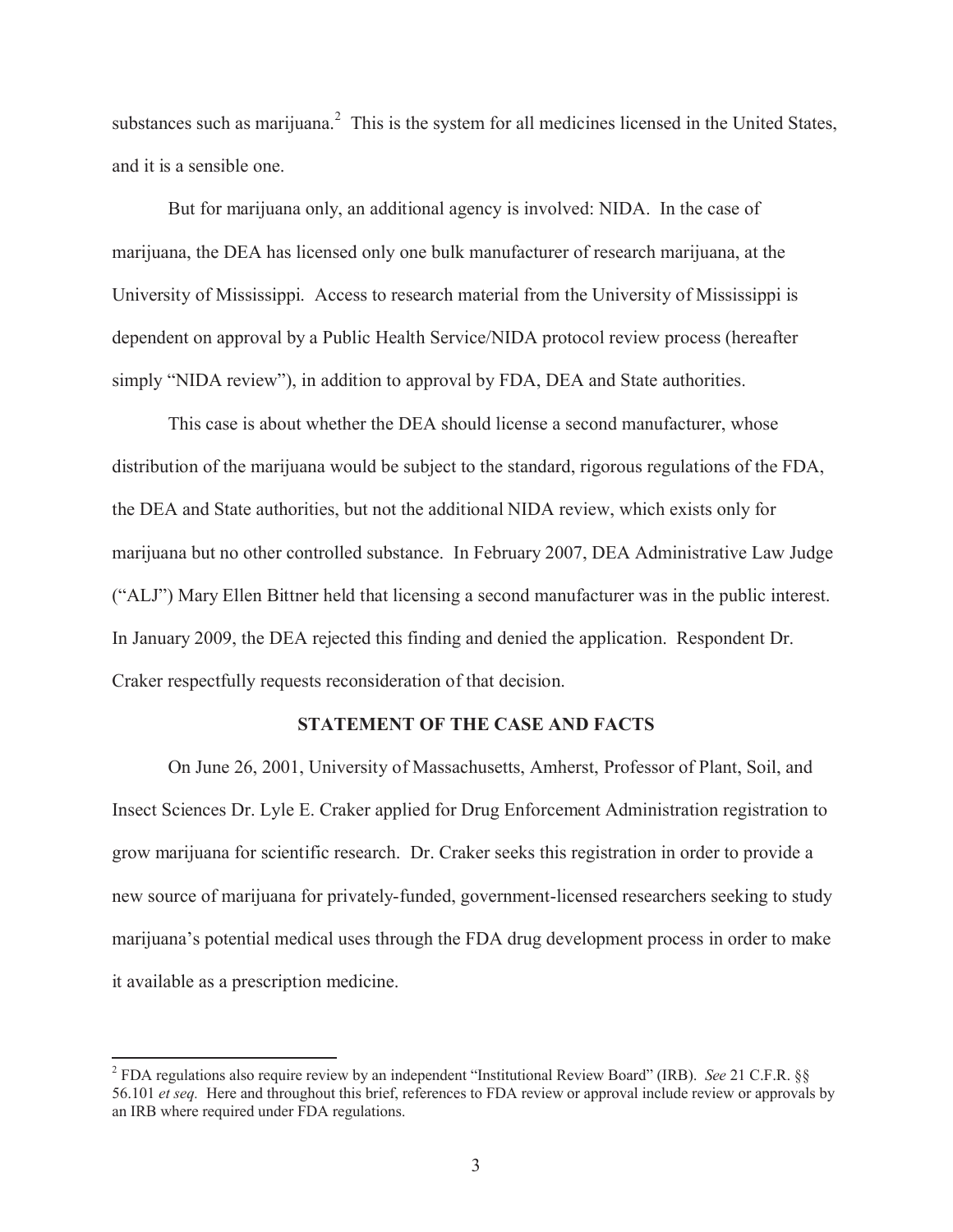substances such as marijuana.[2] This is the system for all medicines licensed in the United States, and it is a sensible one.

But for marijuana only, an additional agency is involved: NIDA. In the case of marijuana, the DEA has licensed only one bulk manufacturer of research marijuana, at the University of Mississippi. Access to research material from the University of Mississippi is dependent on approval by a Public Health Service/NIDA protocol review process (hereafter simply "NIDA review"), in addition to approval by FDA, DEA and State authorities.

This case is about whether the DEA should license a second manufacturer, whose distribution of the marijuana would be subject to the standard, rigorous regulations of the FDA, the DEA and State authorities, but not the additional NIDA review, which exists only for marijuana but no other controlled substance. In February 2007, DEA Administrative Law Judge ("ALJ") Mary Ellen Bittner held that licensing a second manufacturer was in the public interest. In January 2009, the DEA rejected this finding and denied the application. Respondent Dr. Craker respectfully requests reconsideration of that decision.

## STATEMENT OF THE CASE AND FACTS

On June 26, 2001, University of Massachusetts, Amherst, Professor of Plant, Soil, and Insect Sciences Dr. Lyle E. Craker applied for Drug Enforcement Administration registration to grow marijuana for scientific research. Dr. Craker seeks this registration in order to provide a new source of marijuana for privately-funded, government-licensed researchers seeking to study marijuana's potential medical uses through the FDA drug development process in order to make it available as a prescription medicine.

---

[2] FDA regulations also require review by an independent "Institutional Review Board" (IRB). *See* 21 C.F.R. §§ 56.101 *et seq.* Here and throughout this brief, references to FDA review or approval include review or approvals by an IRB where required under FDA regulations.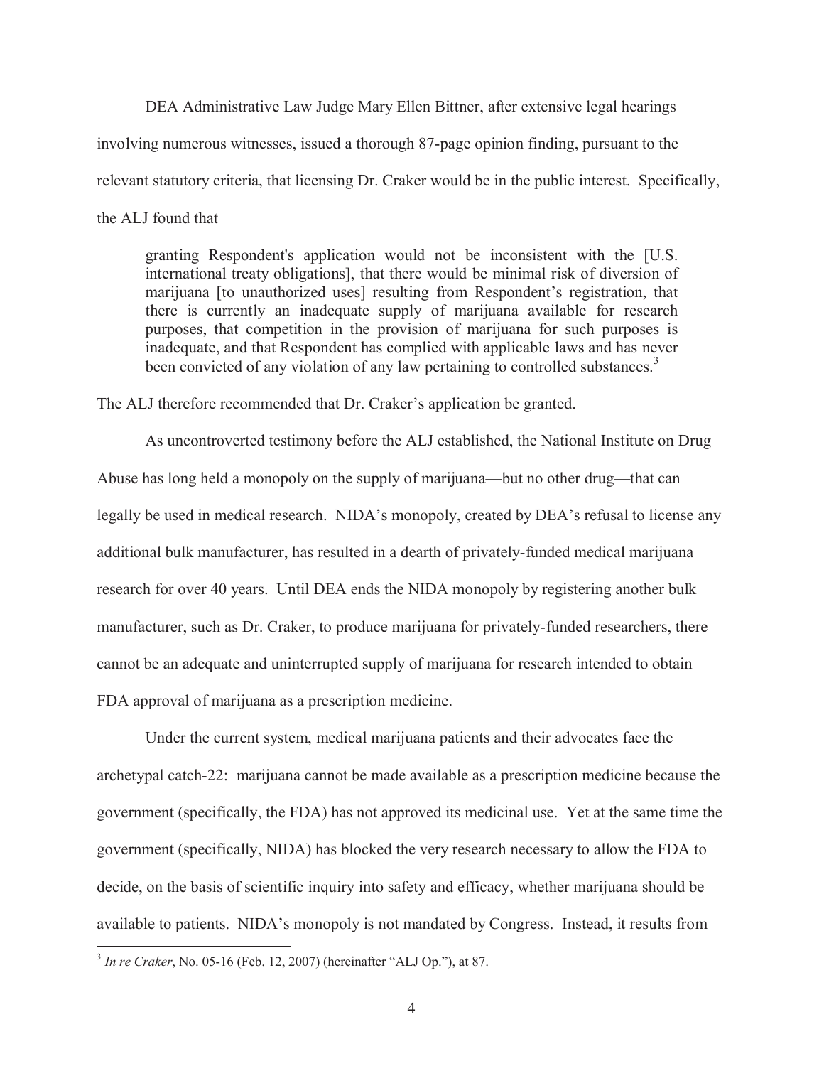DEA Administrative Law Judge Mary Ellen Bittner, after extensive legal hearings involving numerous witnesses, issued a thorough 87-page opinion finding, pursuant to the relevant statutory criteria, that licensing Dr. Craker would be in the public interest. Specifically, the ALJ found that

> granting Respondent's application would not be inconsistent with the [U.S. international treaty obligations], that there would be minimal risk of diversion of marijuana [to unauthorized uses] resulting from Respondent's registration, that there is currently an inadequate supply of marijuana available for research purposes, that competition in the provision of marijuana for such purposes is inadequate, and that Respondent has complied with applicable laws and has never been convicted of any violation of any law pertaining to controlled substances.[3]

The ALJ therefore recommended that Dr. Craker's application be granted.

As uncontroverted testimony before the ALJ established, the National Institute on Drug Abuse has long held a monopoly on the supply of marijuana—but no other drug—that can legally be used in medical research. NIDA's monopoly, created by DEA's refusal to license any additional bulk manufacturer, has resulted in a dearth of privately-funded medical marijuana research for over 40 years. Until DEA ends the NIDA monopoly by registering another bulk manufacturer, such as Dr. Craker, to produce marijuana for privately-funded researchers, there cannot be an adequate and uninterrupted supply of marijuana for research intended to obtain FDA approval of marijuana as a prescription medicine.

Under the current system, medical marijuana patients and their advocates face the archetypal catch-22: marijuana cannot be made available as a prescription medicine because the government (specifically, the FDA) has not approved its medicinal use. Yet at the same time the government (specifically, NIDA) has blocked the very research necessary to allow the FDA to decide, on the basis of scientific inquiry into safety and efficacy, whether marijuana should be available to patients. NIDA's monopoly is not mandated by Congress. Instead, it results from

---

[3] *In re Craker*, No. 05-16 (Feb. 12, 2007) (hereinafter "ALJ Op."), at 87.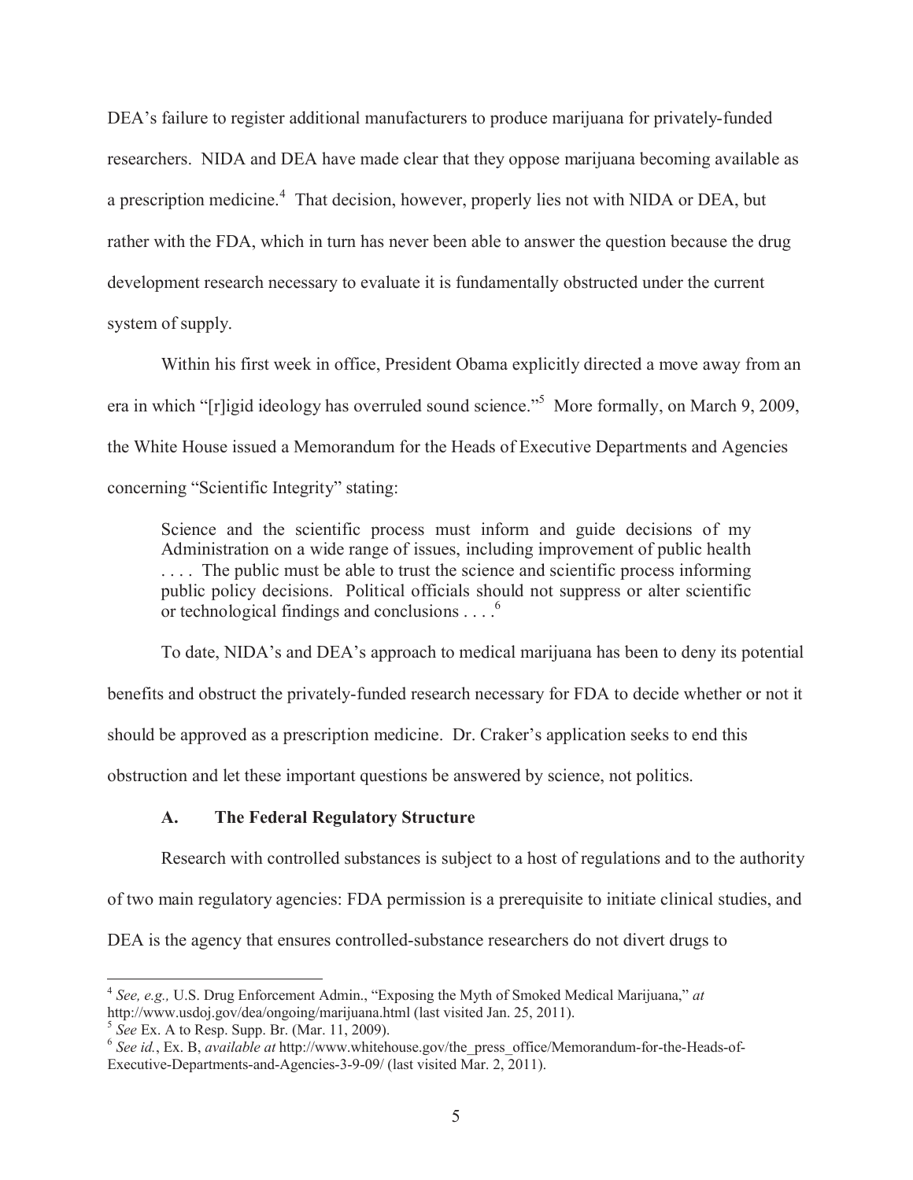DEA's failure to register additional manufacturers to produce marijuana for privately-funded researchers. NIDA and DEA have made clear that they oppose marijuana becoming available as a prescription medicine.[4] That decision, however, properly lies not with NIDA or DEA, but rather with the FDA, which in turn has never been able to answer the question because the drug development research necessary to evaluate it is fundamentally obstructed under the current system of supply.

Within his first week in office, President Obama explicitly directed a move away from an era in which "[r]igid ideology has overruled sound science."[5] More formally, on March 9, 2009, the White House issued a Memorandum for the Heads of Executive Departments and Agencies concerning "Scientific Integrity" stating:

> Science and the scientific process must inform and guide decisions of my Administration on a wide range of issues, including improvement of public health . . . . The public must be able to trust the science and scientific process informing public policy decisions. Political officials should not suppress or alter scientific or technological findings and conclusions . . . .[6]

To date, NIDA's and DEA's approach to medical marijuana has been to deny its potential benefits and obstruct the privately-funded research necessary for FDA to decide whether or not it should be approved as a prescription medicine. Dr. Craker's application seeks to end this obstruction and let these important questions be answered by science, not politics.

### A. The Federal Regulatory Structure

Research with controlled substances is subject to a host of regulations and to the authority of two main regulatory agencies: FDA permission is a prerequisite to initiate clinical studies, and DEA is the agency that ensures controlled-substance researchers do not divert drugs to

---

[4] *See, e.g.,* U.S. Drug Enforcement Admin., "Exposing the Myth of Smoked Medical Marijuana," *at* http://www.usdoj.gov/dea/ongoing/marijuana.html (last visited Jan. 25, 2011).

[5] *See* Ex. A to Resp. Supp. Br. (Mar. 11, 2009).

[6] *See id.*, Ex. B, *available at* http://www.whitehouse.gov/the_press_office/Memorandum-for-the-Heads-of-Executive-Departments-and-Agencies-3-9-09/ (last visited Mar. 2, 2011).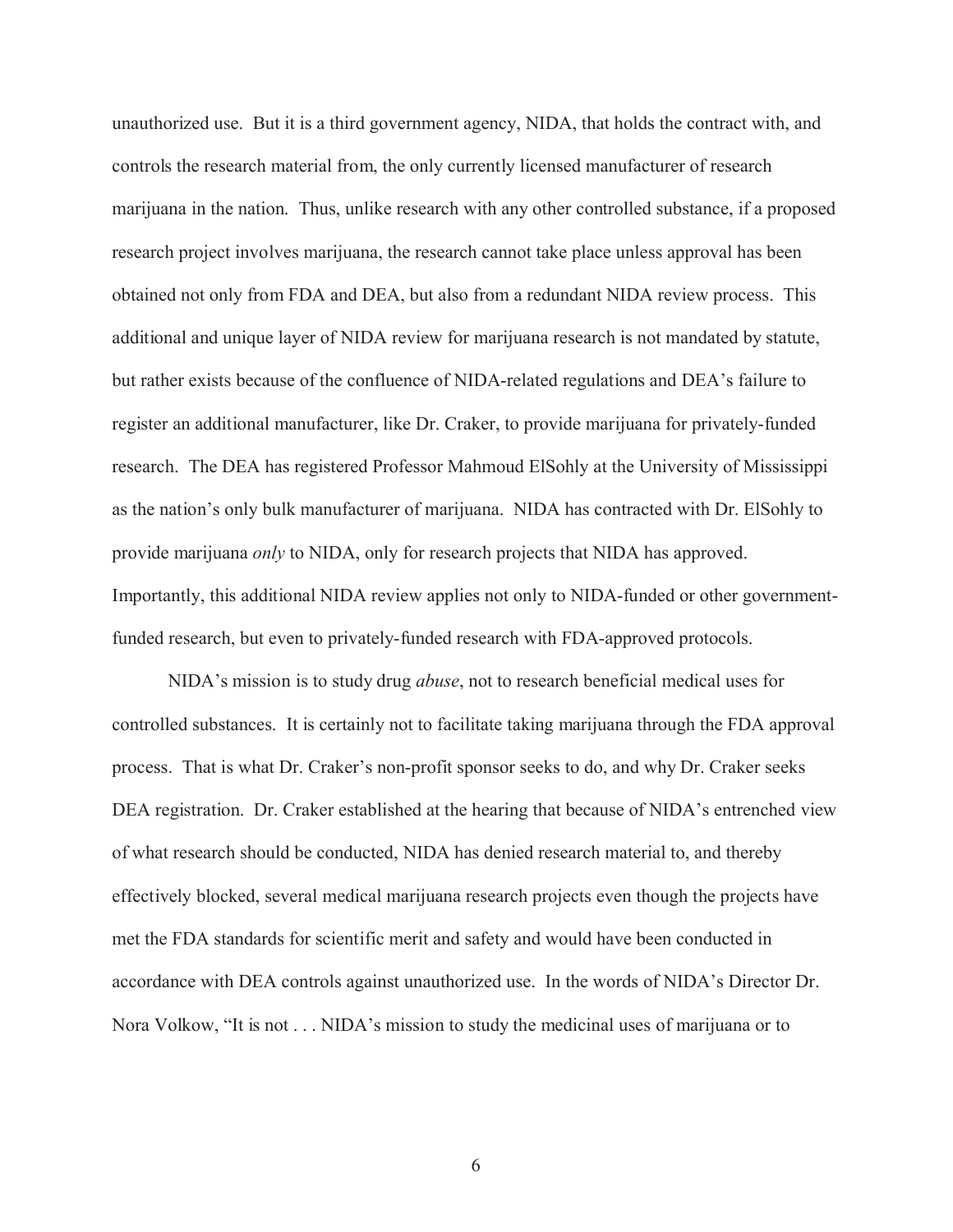unauthorized use. But it is a third government agency, NIDA, that holds the contract with, and controls the research material from, the only currently licensed manufacturer of research marijuana in the nation. Thus, unlike research with any other controlled substance, if a proposed research project involves marijuana, the research cannot take place unless approval has been obtained not only from FDA and DEA, but also from a redundant NIDA review process. This additional and unique layer of NIDA review for marijuana research is not mandated by statute, but rather exists because of the confluence of NIDA-related regulations and DEA's failure to register an additional manufacturer, like Dr. Craker, to provide marijuana for privately-funded research. The DEA has registered Professor Mahmoud ElSohly at the University of Mississippi as the nation's only bulk manufacturer of marijuana. NIDA has contracted with Dr. ElSohly to provide marijuana *only* to NIDA, only for research projects that NIDA has approved. Importantly, this additional NIDA review applies not only to NIDA-funded or other government-funded research, but even to privately-funded research with FDA-approved protocols.

NIDA's mission is to study drug *abuse*, not to research beneficial medical uses for controlled substances. It is certainly not to facilitate taking marijuana through the FDA approval process. That is what Dr. Craker's non-profit sponsor seeks to do, and why Dr. Craker seeks DEA registration. Dr. Craker established at the hearing that because of NIDA's entrenched view of what research should be conducted, NIDA has denied research material to, and thereby effectively blocked, several medical marijuana research projects even though the projects have met the FDA standards for scientific merit and safety and would have been conducted in accordance with DEA controls against unauthorized use. In the words of NIDA's Director Dr. Nora Volkow, "It is not . . . NIDA's mission to study the medicinal uses of marijuana or to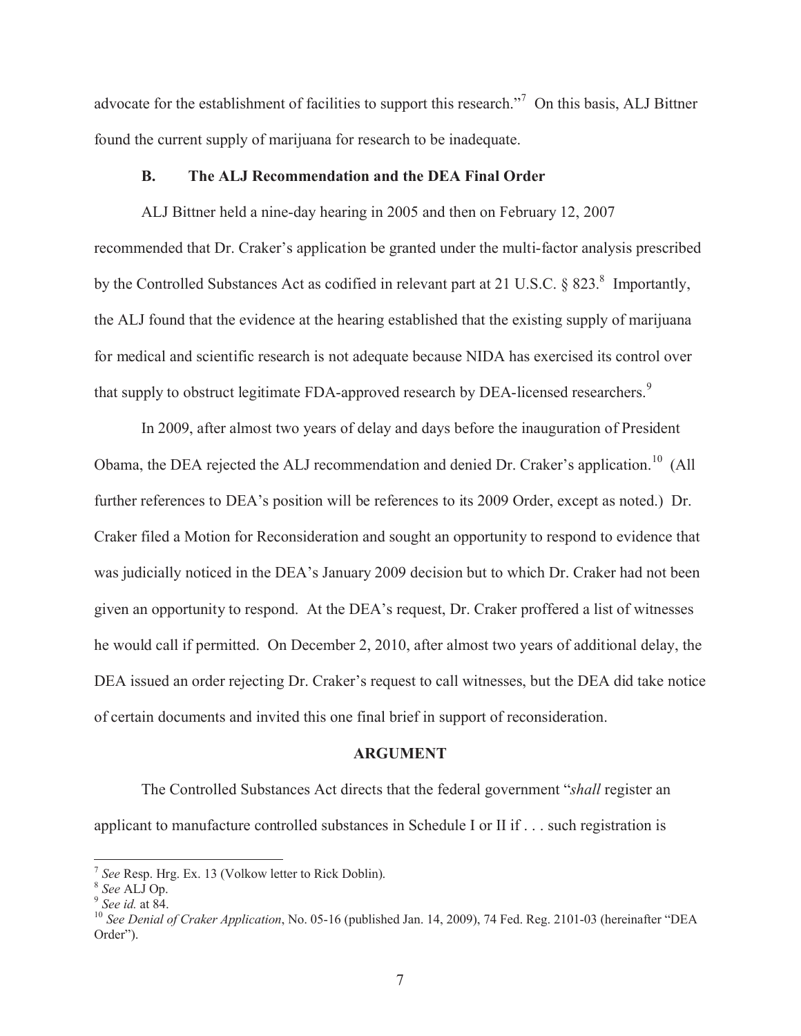advocate for the establishment of facilities to support this research."[7] On this basis, ALJ Bittner found the current supply of marijuana for research to be inadequate.

### B. The ALJ Recommendation and the DEA Final Order

ALJ Bittner held a nine-day hearing in 2005 and then on February 12, 2007 recommended that Dr. Craker's application be granted under the multi-factor analysis prescribed by the Controlled Substances Act as codified in relevant part at 21 U.S.C. § 823.[8] Importantly, the ALJ found that the evidence at the hearing established that the existing supply of marijuana for medical and scientific research is not adequate because NIDA has exercised its control over that supply to obstruct legitimate FDA-approved research by DEA-licensed researchers.[9]

In 2009, after almost two years of delay and days before the inauguration of President Obama, the DEA rejected the ALJ recommendation and denied Dr. Craker's application.[10] (All further references to DEA's position will be references to its 2009 Order, except as noted.) Dr. Craker filed a Motion for Reconsideration and sought an opportunity to respond to evidence that was judicially noticed in the DEA's January 2009 decision but to which Dr. Craker had not been given an opportunity to respond. At the DEA's request, Dr. Craker proffered a list of witnesses he would call if permitted. On December 2, 2010, after almost two years of additional delay, the DEA issued an order rejecting Dr. Craker's request to call witnesses, but the DEA did take notice of certain documents and invited this one final brief in support of reconsideration.

## ARGUMENT

The Controlled Substances Act directs that the federal government "*shall* register an applicant to manufacture controlled substances in Schedule I or II if . . . such registration is

---

[7] *See* Resp. Hrg. Ex. 13 (Volkow letter to Rick Doblin).

[8] *See* ALJ Op.

[9] *See id.* at 84.

[10] *See Denial of Craker Application*, No. 05-16 (published Jan. 14, 2009), 74 Fed. Reg. 2101-03 (hereinafter "DEA Order").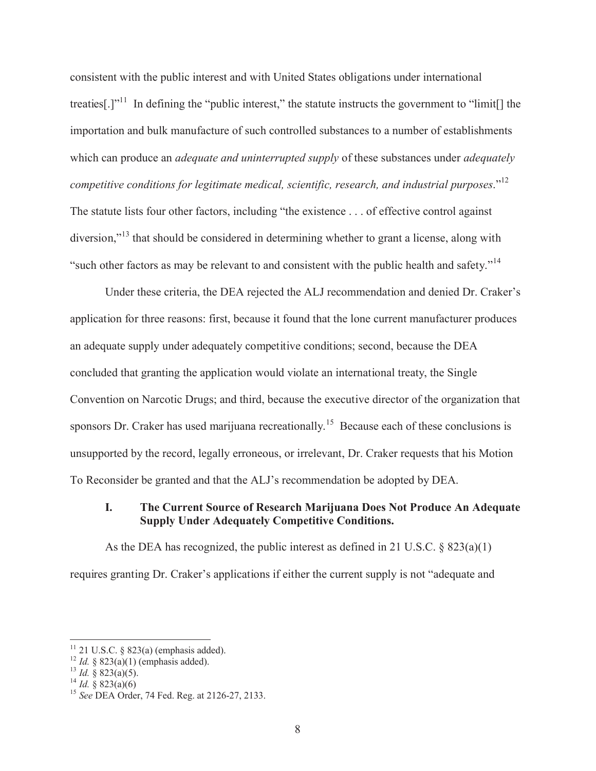consistent with the public interest and with United States obligations under international treaties[.]"[11] In defining the "public interest," the statute instructs the government to "limit[] the importation and bulk manufacture of such controlled substances to a number of establishments which can produce an *adequate and uninterrupted supply* of these substances under *adequately competitive conditions for legitimate medical, scientific, research, and industrial purposes*."[12] The statute lists four other factors, including "the existence . . . of effective control against diversion,"[13] that should be considered in determining whether to grant a license, along with "such other factors as may be relevant to and consistent with the public health and safety."[14]

Under these criteria, the DEA rejected the ALJ recommendation and denied Dr. Craker's application for three reasons: first, because it found that the lone current manufacturer produces an adequate supply under adequately competitive conditions; second, because the DEA concluded that granting the application would violate an international treaty, the Single Convention on Narcotic Drugs; and third, because the executive director of the organization that sponsors Dr. Craker has used marijuana recreationally.[15] Because each of these conclusions is unsupported by the record, legally erroneous, or irrelevant, Dr. Craker requests that his Motion To Reconsider be granted and that the ALJ's recommendation be adopted by DEA.

## I. The Current Source of Research Marijuana Does Not Produce An Adequate Supply Under Adequately Competitive Conditions.

As the DEA has recognized, the public interest as defined in 21 U.S.C. § 823(a)(1) requires granting Dr. Craker's applications if either the current supply is not "adequate and

---

[11] 21 U.S.C. § 823(a) (emphasis added).

[12] *Id.* § 823(a)(1) (emphasis added).

[13] *Id.* § 823(a)(5).

[14] *Id.* § 823(a)(6)

[15] *See* DEA Order, 74 Fed. Reg. at 2126-27, 2133.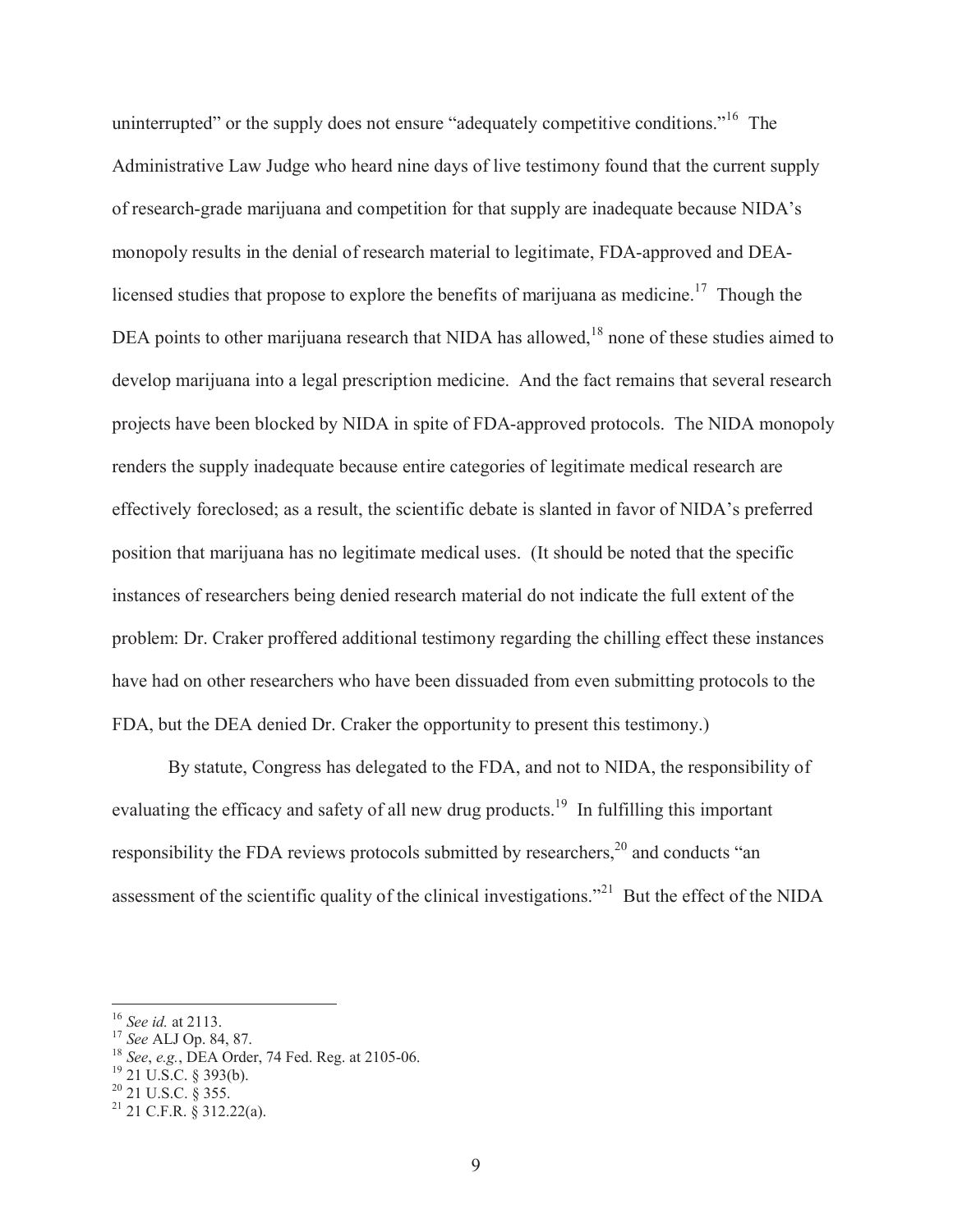uninterrupted" or the supply does not ensure "adequately competitive conditions."[16] The Administrative Law Judge who heard nine days of live testimony found that the current supply of research-grade marijuana and competition for that supply are inadequate because NIDA's monopoly results in the denial of research material to legitimate, FDA-approved and DEA-licensed studies that propose to explore the benefits of marijuana as medicine.[17] Though the DEA points to other marijuana research that NIDA has allowed,[18] none of these studies aimed to develop marijuana into a legal prescription medicine. And the fact remains that several research projects have been blocked by NIDA in spite of FDA-approved protocols. The NIDA monopoly renders the supply inadequate because entire categories of legitimate medical research are effectively foreclosed; as a result, the scientific debate is slanted in favor of NIDA's preferred position that marijuana has no legitimate medical uses. (It should be noted that the specific instances of researchers being denied research material do not indicate the full extent of the problem: Dr. Craker proffered additional testimony regarding the chilling effect these instances have had on other researchers who have been dissuaded from even submitting protocols to the FDA, but the DEA denied Dr. Craker the opportunity to present this testimony.)

By statute, Congress has delegated to the FDA, and not to NIDA, the responsibility of evaluating the efficacy and safety of all new drug products.[19] In fulfilling this important responsibility the FDA reviews protocols submitted by researchers,[20] and conducts "an assessment of the scientific quality of the clinical investigations."[21] But the effect of the NIDA

---

[16] *See id.* at 2113.

[17] *See* ALJ Op. 84, 87.

[18] *See*, *e.g.*, DEA Order, 74 Fed. Reg. at 2105-06.

[19] 21 U.S.C. § 393(b).

[20] 21 U.S.C. § 355.

[21] 21 C.F.R. § 312.22(a).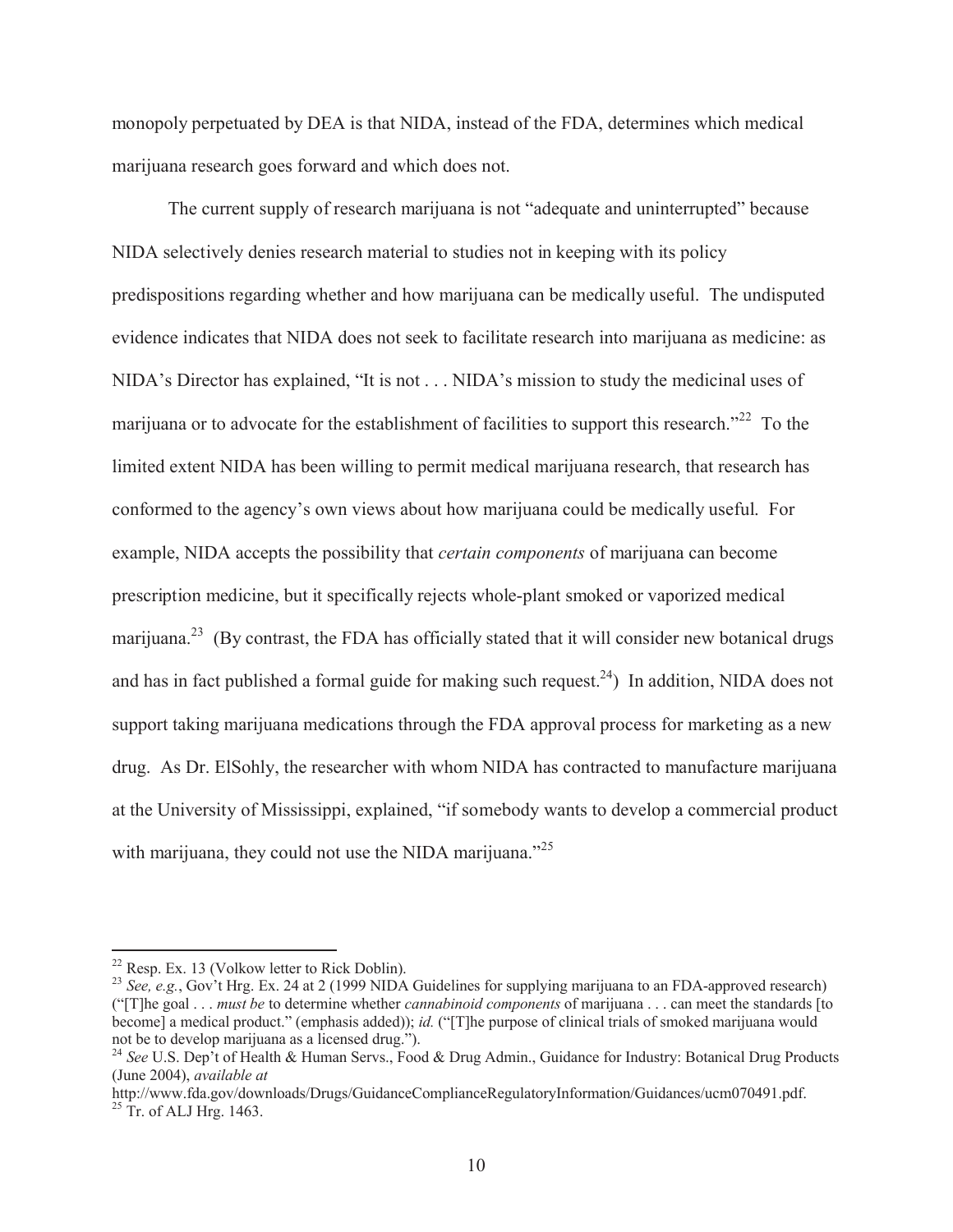monopoly perpetuated by DEA is that NIDA, instead of the FDA, determines which medical marijuana research goes forward and which does not.

The current supply of research marijuana is not "adequate and uninterrupted" because NIDA selectively denies research material to studies not in keeping with its policy predispositions regarding whether and how marijuana can be medically useful. The undisputed evidence indicates that NIDA does not seek to facilitate research into marijuana as medicine: as NIDA's Director has explained, "It is not . . . NIDA's mission to study the medicinal uses of marijuana or to advocate for the establishment of facilities to support this research."[22] To the limited extent NIDA has been willing to permit medical marijuana research, that research has conformed to the agency's own views about how marijuana could be medically useful. For example, NIDA accepts the possibility that *certain components* of marijuana can become prescription medicine, but it specifically rejects whole-plant smoked or vaporized medical marijuana.[23] (By contrast, the FDA has officially stated that it will consider new botanical drugs and has in fact published a formal guide for making such request.[24]) In addition, NIDA does not support taking marijuana medications through the FDA approval process for marketing as a new drug. As Dr. ElSohly, the researcher with whom NIDA has contracted to manufacture marijuana at the University of Mississippi, explained, "if somebody wants to develop a commercial product with marijuana, they could not use the NIDA marijuana."[25]

---

[22] Resp. Ex. 13 (Volkow letter to Rick Doblin).

[23] *See, e.g.*, Gov't Hrg. Ex. 24 at 2 (1999 NIDA Guidelines for supplying marijuana to an FDA-approved research) ("[T]he goal . . . *must be* to determine whether *cannabinoid components* of marijuana . . . can meet the standards [to become] a medical product." (emphasis added)); *id.* ("[T]he purpose of clinical trials of smoked marijuana would not be to develop marijuana as a licensed drug.").

[24] *See* U.S. Dep't of Health & Human Servs., Food & Drug Admin., Guidance for Industry: Botanical Drug Products (June 2004), *available at* http://www.fda.gov/downloads/Drugs/GuidanceComplianceRegulatoryInformation/Guidances/ucm070491.pdf.

[25] Tr. of ALJ Hrg. 1463.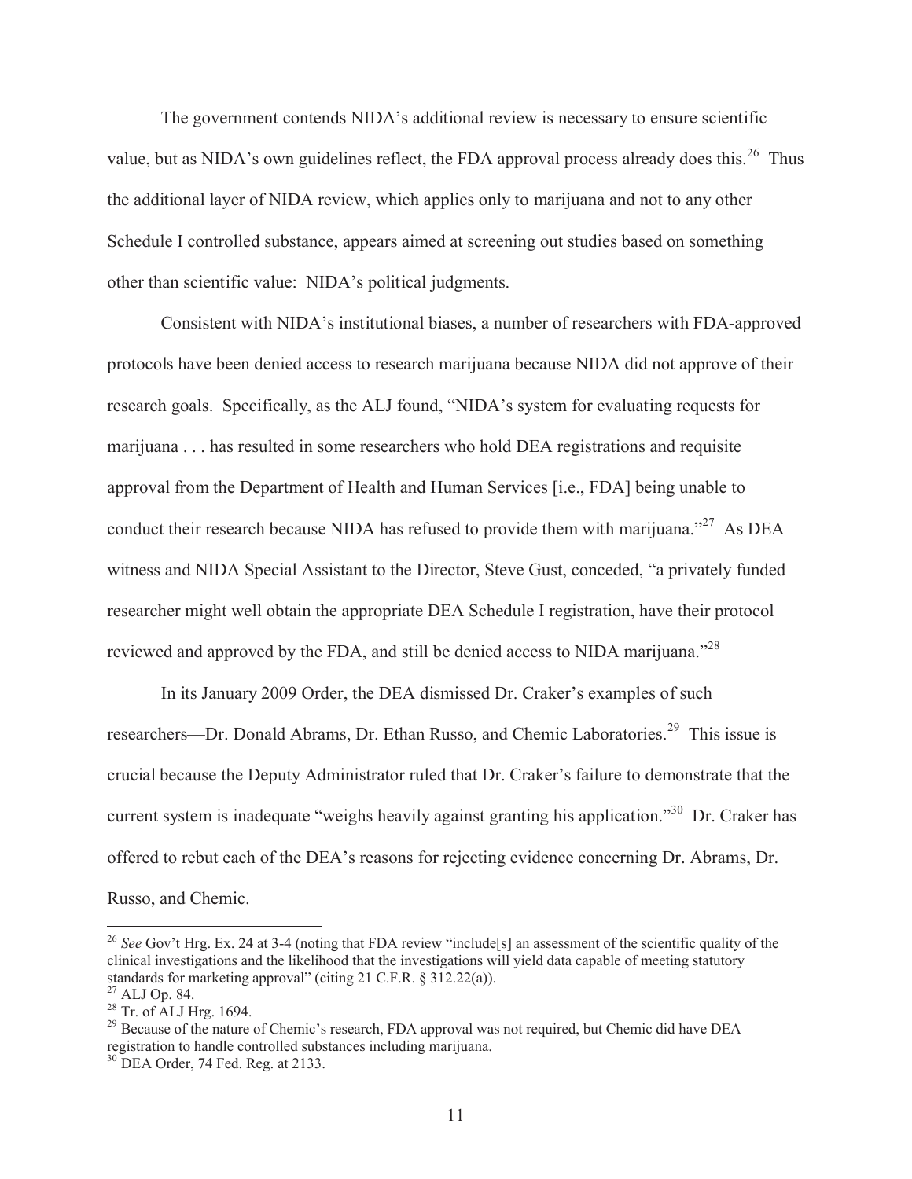The government contends NIDA's additional review is necessary to ensure scientific value, but as NIDA's own guidelines reflect, the FDA approval process already does this.[26] Thus the additional layer of NIDA review, which applies only to marijuana and not to any other Schedule I controlled substance, appears aimed at screening out studies based on something other than scientific value: NIDA's political judgments.

Consistent with NIDA's institutional biases, a number of researchers with FDA-approved protocols have been denied access to research marijuana because NIDA did not approve of their research goals. Specifically, as the ALJ found, "NIDA's system for evaluating requests for marijuana . . . has resulted in some researchers who hold DEA registrations and requisite approval from the Department of Health and Human Services [i.e., FDA] being unable to conduct their research because NIDA has refused to provide them with marijuana."[27] As DEA witness and NIDA Special Assistant to the Director, Steve Gust, conceded, "a privately funded researcher might well obtain the appropriate DEA Schedule I registration, have their protocol reviewed and approved by the FDA, and still be denied access to NIDA marijuana."[28]

In its January 2009 Order, the DEA dismissed Dr. Craker's examples of such researchers—Dr. Donald Abrams, Dr. Ethan Russo, and Chemic Laboratories.[29] This issue is crucial because the Deputy Administrator ruled that Dr. Craker's failure to demonstrate that the current system is inadequate "weighs heavily against granting his application."[30] Dr. Craker has offered to rebut each of the DEA's reasons for rejecting evidence concerning Dr. Abrams, Dr. Russo, and Chemic.

---

[26] *See* Gov't Hrg. Ex. 24 at 3-4 (noting that FDA review "include[s] an assessment of the scientific quality of the clinical investigations and the likelihood that the investigations will yield data capable of meeting statutory standards for marketing approval" (citing 21 C.F.R. § 312.22(a)).

[27] ALJ Op. 84.

[28] Tr. of ALJ Hrg. 1694.

[29] Because of the nature of Chemic's research, FDA approval was not required, but Chemic did have DEA registration to handle controlled substances including marijuana.

[30] DEA Order, 74 Fed. Reg. at 2133.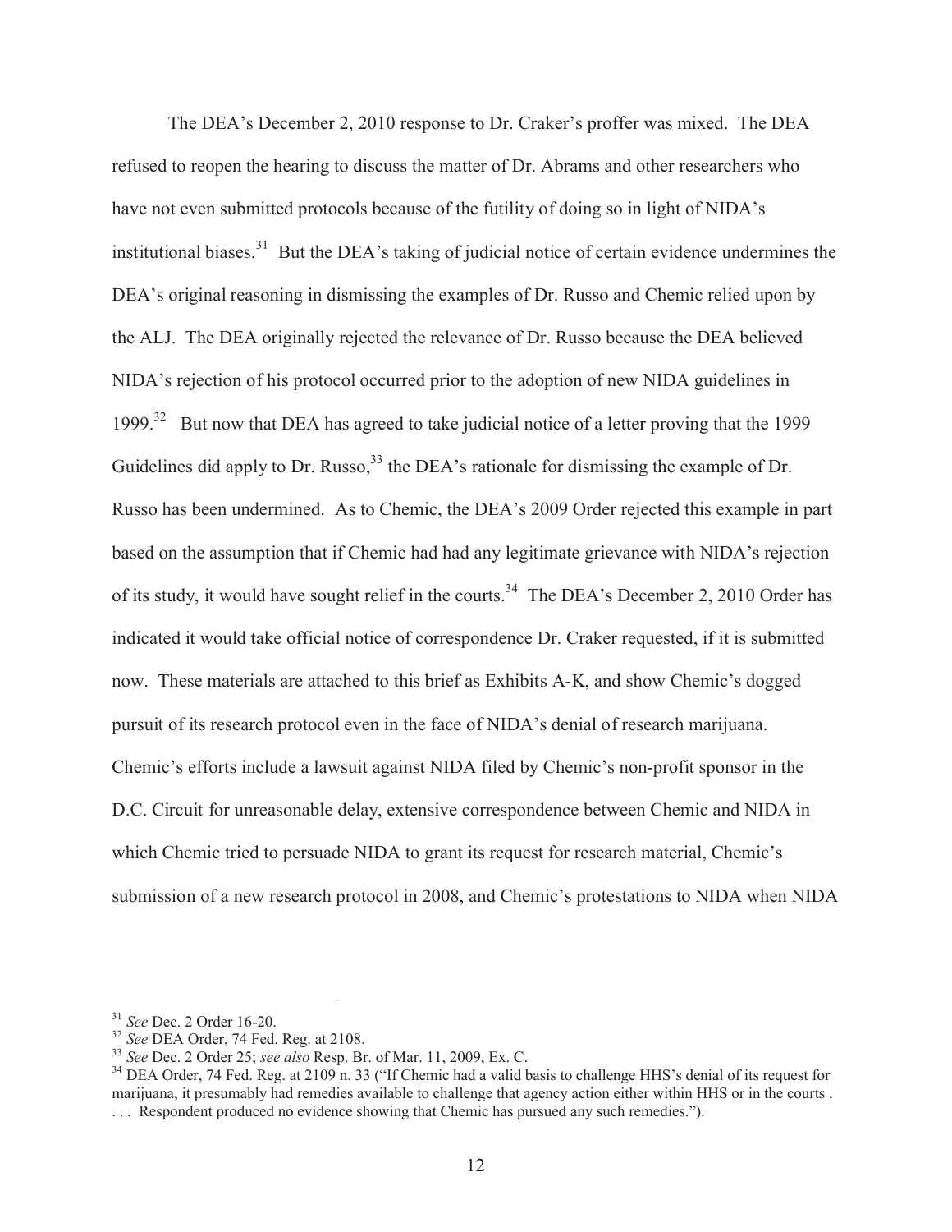The DEA's December 2, 2010 response to Dr. Craker's proffer was mixed. The DEA refused to reopen the hearing to discuss the matter of Dr. Abrams and other researchers who have not even submitted protocols because of the futility of doing so in light of NIDA's institutional biases.[31] But the DEA's taking of judicial notice of certain evidence undermines the DEA's original reasoning in dismissing the examples of Dr. Russo and Chemic relied upon by the ALJ. The DEA originally rejected the relevance of Dr. Russo because the DEA believed NIDA's rejection of his protocol occurred prior to the adoption of new NIDA guidelines in 1999.[32] But now that DEA has agreed to take judicial notice of a letter proving that the 1999 Guidelines did apply to Dr. Russo,[33] the DEA's rationale for dismissing the example of Dr. Russo has been undermined. As to Chemic, the DEA's 2009 Order rejected this example in part based on the assumption that if Chemic had had any legitimate grievance with NIDA's rejection of its study, it would have sought relief in the courts.[34] The DEA's December 2, 2010 Order has indicated it would take official notice of correspondence Dr. Craker requested, if it is submitted now. These materials are attached to this brief as Exhibits A-K, and show Chemic's dogged pursuit of its research protocol even in the face of NIDA's denial of research marijuana. Chemic's efforts include a lawsuit against NIDA filed by Chemic's non-profit sponsor in the D.C. Circuit for unreasonable delay, extensive correspondence between Chemic and NIDA in which Chemic tried to persuade NIDA to grant its request for research material, Chemic's submission of a new research protocol in 2008, and Chemic's protestations to NIDA when NIDA

---

[31] *See* Dec. 2 Order 16-20.

[32] *See* DEA Order, 74 Fed. Reg. at 2108.

[33] *See* Dec. 2 Order 25; *see also* Resp. Br. of Mar. 11, 2009, Ex. C.

[34] DEA Order, 74 Fed. Reg. at 2109 n. 33 ("If Chemic had a valid basis to challenge HHS's denial of its request for marijuana, it presumably had remedies available to challenge that agency action either within HHS or in the courts . . . . Respondent produced no evidence showing that Chemic has pursued any such remedies.").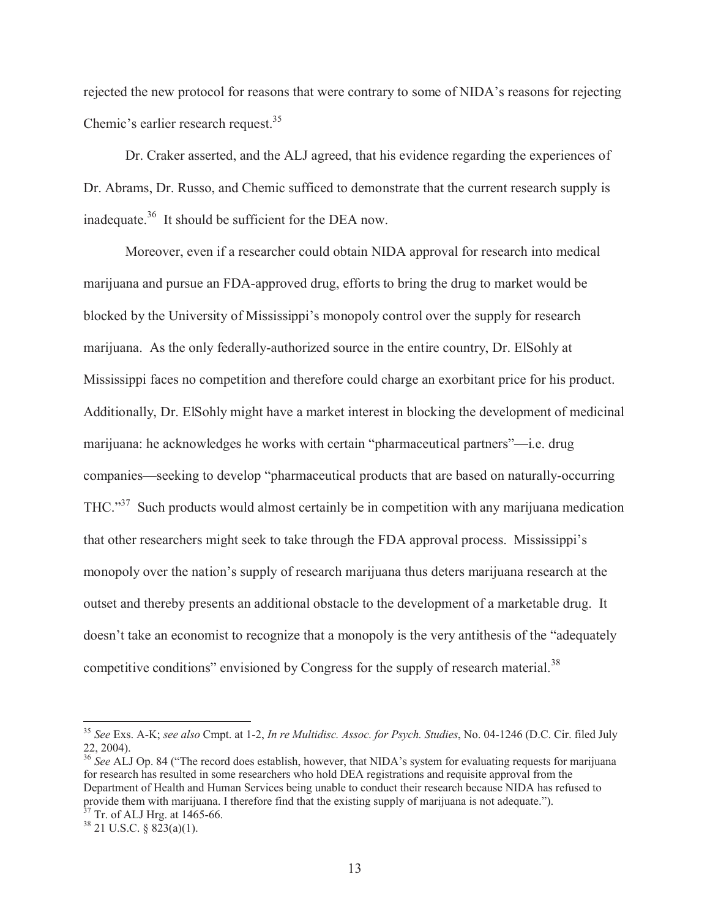rejected the new protocol for reasons that were contrary to some of NIDA's reasons for rejecting Chemic's earlier research request.[35]

Dr. Craker asserted, and the ALJ agreed, that his evidence regarding the experiences of Dr. Abrams, Dr. Russo, and Chemic sufficed to demonstrate that the current research supply is inadequate.[36] It should be sufficient for the DEA now.

Moreover, even if a researcher could obtain NIDA approval for research into medical marijuana and pursue an FDA-approved drug, efforts to bring the drug to market would be blocked by the University of Mississippi's monopoly control over the supply for research marijuana. As the only federally-authorized source in the entire country, Dr. ElSohly at Mississippi faces no competition and therefore could charge an exorbitant price for his product. Additionally, Dr. ElSohly might have a market interest in blocking the development of medicinal marijuana: he acknowledges he works with certain "pharmaceutical partners"—i.e. drug companies—seeking to develop "pharmaceutical products that are based on naturally-occurring THC."[37] Such products would almost certainly be in competition with any marijuana medication that other researchers might seek to take through the FDA approval process. Mississippi's monopoly over the nation's supply of research marijuana thus deters marijuana research at the outset and thereby presents an additional obstacle to the development of a marketable drug. It doesn't take an economist to recognize that a monopoly is the very antithesis of the "adequately competitive conditions" envisioned by Congress for the supply of research material.[38]

---

[35] *See* Exs. A-K; *see also* Cmpt. at 1-2, *In re Multidisc. Assoc. for Psych. Studies*, No. 04-1246 (D.C. Cir. filed July 22, 2004).

[36] *See* ALJ Op. 84 ("The record does establish, however, that NIDA's system for evaluating requests for marijuana for research has resulted in some researchers who hold DEA registrations and requisite approval from the Department of Health and Human Services being unable to conduct their research because NIDA has refused to provide them with marijuana. I therefore find that the existing supply of marijuana is not adequate.").

[37] Tr. of ALJ Hrg. at 1465-66.

[38] 21 U.S.C. § 823(a)(1).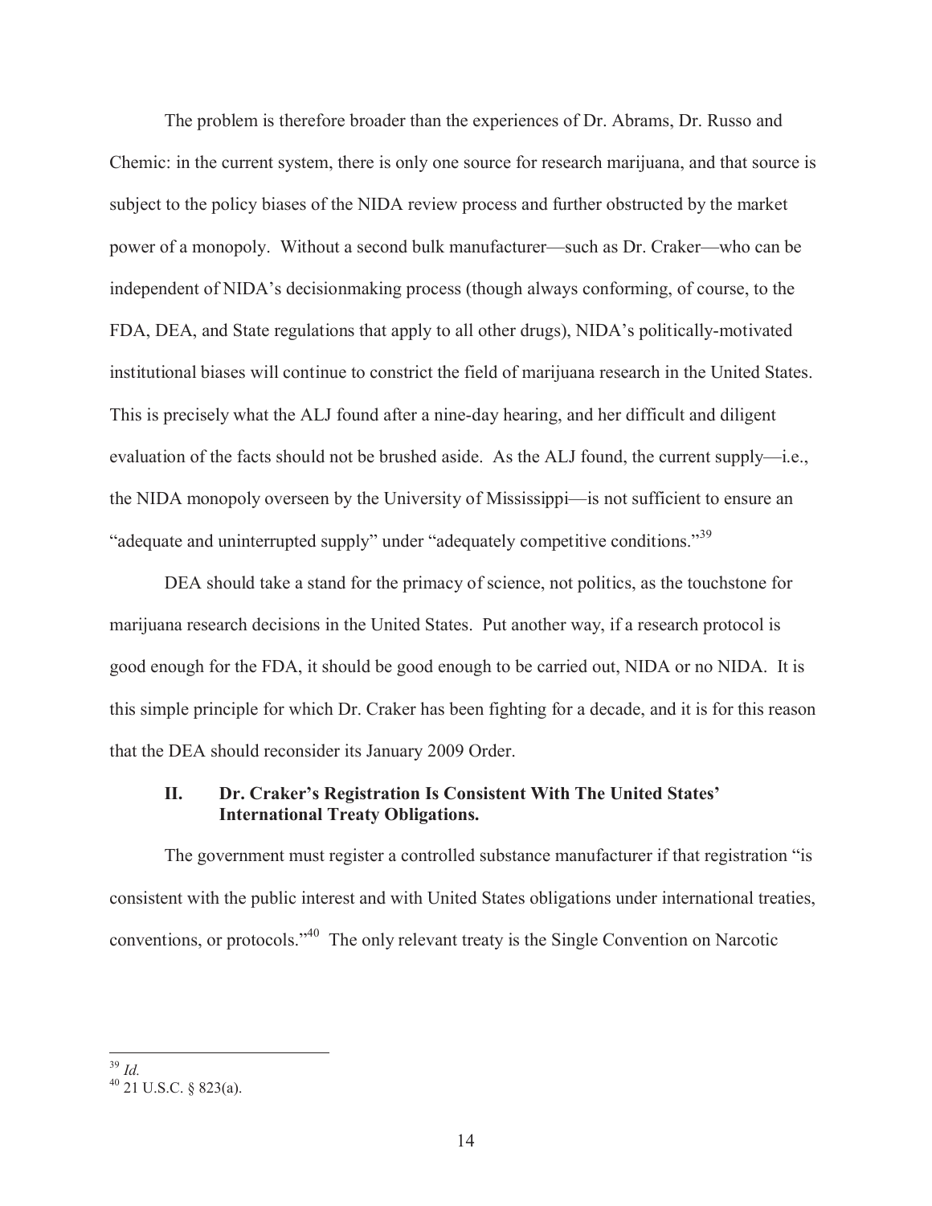The problem is therefore broader than the experiences of Dr. Abrams, Dr. Russo and Chemic: in the current system, there is only one source for research marijuana, and that source is subject to the policy biases of the NIDA review process and further obstructed by the market power of a monopoly. Without a second bulk manufacturer—such as Dr. Craker—who can be independent of NIDA's decisionmaking process (though always conforming, of course, to the FDA, DEA, and State regulations that apply to all other drugs), NIDA's politically-motivated institutional biases will continue to constrict the field of marijuana research in the United States. This is precisely what the ALJ found after a nine-day hearing, and her difficult and diligent evaluation of the facts should not be brushed aside. As the ALJ found, the current supply—i.e., the NIDA monopoly overseen by the University of Mississippi—is not sufficient to ensure an "adequate and uninterrupted supply" under "adequately competitive conditions."[39]

DEA should take a stand for the primacy of science, not politics, as the touchstone for marijuana research decisions in the United States. Put another way, if a research protocol is good enough for the FDA, it should be good enough to be carried out, NIDA or no NIDA. It is this simple principle for which Dr. Craker has been fighting for a decade, and it is for this reason that the DEA should reconsider its January 2009 Order.

## II. Dr. Craker's Registration Is Consistent With The United States' International Treaty Obligations.

The government must register a controlled substance manufacturer if that registration "is consistent with the public interest and with United States obligations under international treaties, conventions, or protocols."[40] The only relevant treaty is the Single Convention on Narcotic

---

[39] *Id.*

[40] 21 U.S.C. § 823(a).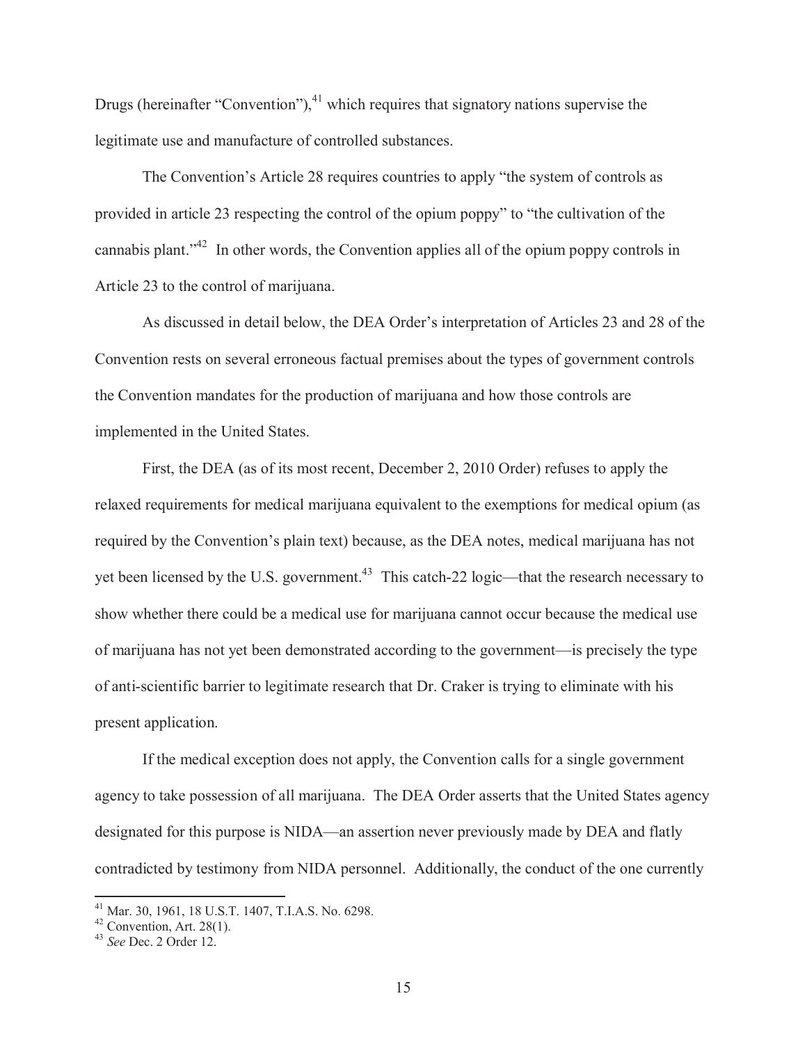Drugs (hereinafter "Convention"),[41] which requires that signatory nations supervise the legitimate use and manufacture of controlled substances.

The Convention's Article 28 requires countries to apply "the system of controls as provided in article 23 respecting the control of the opium poppy" to "the cultivation of the cannabis plant."[42] In other words, the Convention applies all of the opium poppy controls in Article 23 to the control of marijuana.

As discussed in detail below, the DEA Order's interpretation of Articles 23 and 28 of the Convention rests on several erroneous factual premises about the types of government controls the Convention mandates for the production of marijuana and how those controls are implemented in the United States.

First, the DEA (as of its most recent, December 2, 2010 Order) refuses to apply the relaxed requirements for medical marijuana equivalent to the exemptions for medical opium (as required by the Convention's plain text) because, as the DEA notes, medical marijuana has not yet been licensed by the U.S. government.[43] This catch-22 logic—that the research necessary to show whether there could be a medical use for marijuana cannot occur because the medical use of marijuana has not yet been demonstrated according to the government—is precisely the type of anti-scientific barrier to legitimate research that Dr. Craker is trying to eliminate with his present application.

If the medical exception does not apply, the Convention calls for a single government agency to take possession of all marijuana. The DEA Order asserts that the United States agency designated for this purpose is NIDA—an assertion never previously made by DEA and flatly contradicted by testimony from NIDA personnel. Additionally, the conduct of the one currently

---

[41] Mar. 30, 1961, 18 U.S.T. 1407, T.I.A.S. No. 6298.

[42] Convention, Art. 28(1).

[43] *See* Dec. 2 Order 12.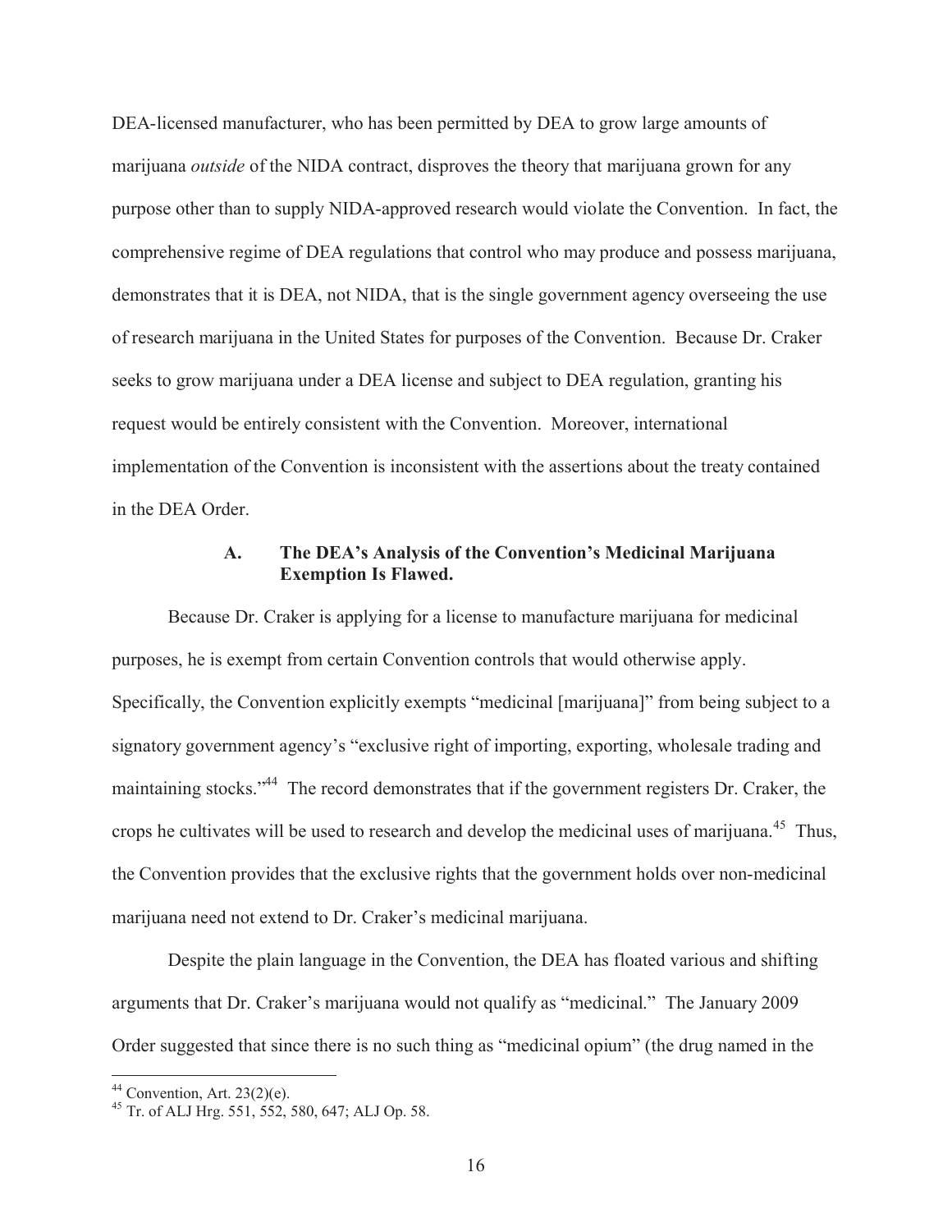DEA-licensed manufacturer, who has been permitted by DEA to grow large amounts of marijuana *outside* of the NIDA contract, disproves the theory that marijuana grown for any purpose other than to supply NIDA-approved research would violate the Convention. In fact, the comprehensive regime of DEA regulations that control who may produce and possess marijuana, demonstrates that it is DEA, not NIDA, that is the single government agency overseeing the use of research marijuana in the United States for purposes of the Convention. Because Dr. Craker seeks to grow marijuana under a DEA license and subject to DEA regulation, granting his request would be entirely consistent with the Convention. Moreover, international implementation of the Convention is inconsistent with the assertions about the treaty contained in the DEA Order.

### A. The DEA's Analysis of the Convention's Medicinal Marijuana Exemption Is Flawed.

Because Dr. Craker is applying for a license to manufacture marijuana for medicinal purposes, he is exempt from certain Convention controls that would otherwise apply. Specifically, the Convention explicitly exempts "medicinal [marijuana]" from being subject to a signatory government agency's "exclusive right of importing, exporting, wholesale trading and maintaining stocks."[44] The record demonstrates that if the government registers Dr. Craker, the crops he cultivates will be used to research and develop the medicinal uses of marijuana.[45] Thus, the Convention provides that the exclusive rights that the government holds over non-medicinal marijuana need not extend to Dr. Craker's medicinal marijuana.

Despite the plain language in the Convention, the DEA has floated various and shifting arguments that Dr. Craker's marijuana would not qualify as "medicinal." The January 2009 Order suggested that since there is no such thing as "medicinal opium" (the drug named in the

---

[44] Convention, Art. 23(2)(e).

[45] Tr. of ALJ Hrg. 551, 552, 580, 647; ALJ Op. 58.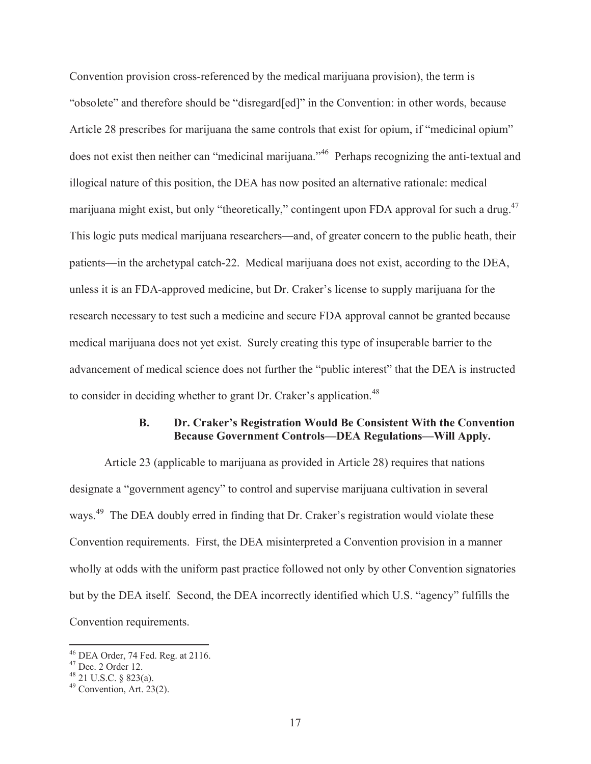Convention provision cross-referenced by the medical marijuana provision), the term is "obsolete" and therefore should be "disregard[ed]" in the Convention: in other words, because Article 28 prescribes for marijuana the same controls that exist for opium, if "medicinal opium" does not exist then neither can "medicinal marijuana."[46] Perhaps recognizing the anti-textual and illogical nature of this position, the DEA has now posited an alternative rationale: medical marijuana might exist, but only "theoretically," contingent upon FDA approval for such a drug.[47] This logic puts medical marijuana researchers—and, of greater concern to the public heath, their patients—in the archetypal catch-22. Medical marijuana does not exist, according to the DEA, unless it is an FDA-approved medicine, but Dr. Craker's license to supply marijuana for the research necessary to test such a medicine and secure FDA approval cannot be granted because medical marijuana does not yet exist. Surely creating this type of insuperable barrier to the advancement of medical science does not further the "public interest" that the DEA is instructed to consider in deciding whether to grant Dr. Craker's application.[48]

### B. Dr. Craker's Registration Would Be Consistent With the Convention Because Government Controls—DEA Regulations—Will Apply.

Article 23 (applicable to marijuana as provided in Article 28) requires that nations designate a "government agency" to control and supervise marijuana cultivation in several ways.[49] The DEA doubly erred in finding that Dr. Craker's registration would violate these Convention requirements. First, the DEA misinterpreted a Convention provision in a manner wholly at odds with the uniform past practice followed not only by other Convention signatories but by the DEA itself. Second, the DEA incorrectly identified which U.S. "agency" fulfills the Convention requirements.

---

[46] DEA Order, 74 Fed. Reg. at 2116.

[47] Dec. 2 Order 12.

[48] 21 U.S.C. § 823(a).

[49] Convention, Art. 23(2).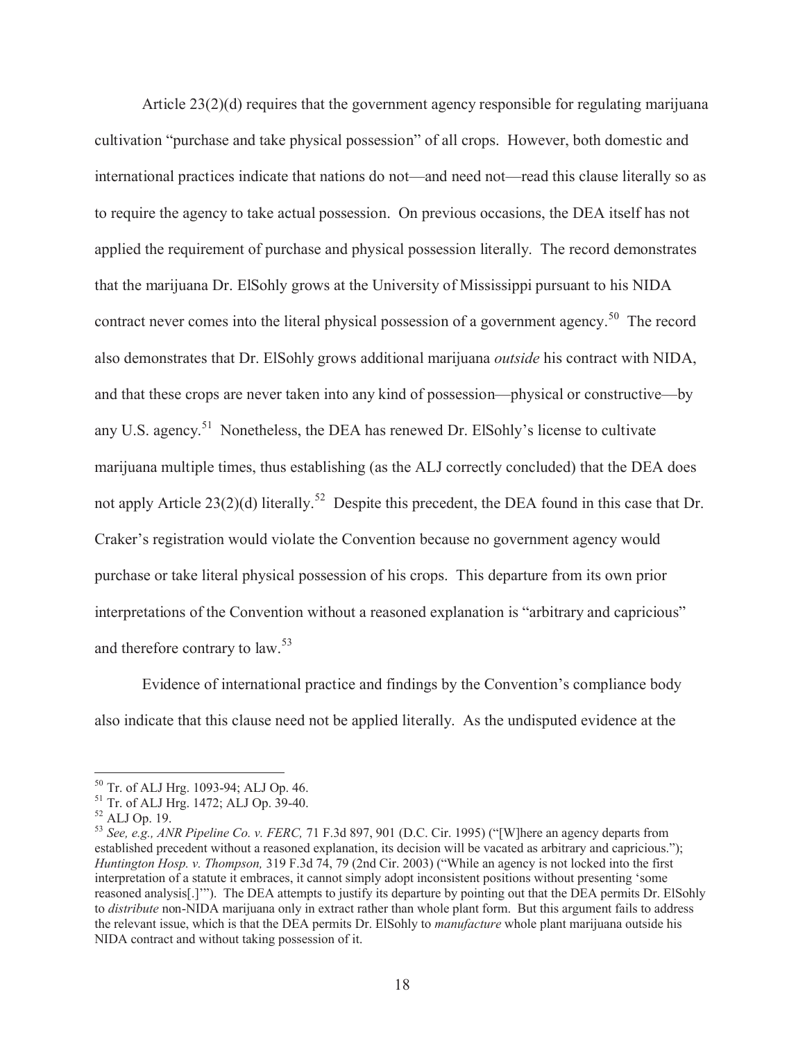Article 23(2)(d) requires that the government agency responsible for regulating marijuana cultivation "purchase and take physical possession" of all crops. However, both domestic and international practices indicate that nations do not—and need not—read this clause literally so as to require the agency to take actual possession. On previous occasions, the DEA itself has not applied the requirement of purchase and physical possession literally. The record demonstrates that the marijuana Dr. ElSohly grows at the University of Mississippi pursuant to his NIDA contract never comes into the literal physical possession of a government agency.[50] The record also demonstrates that Dr. ElSohly grows additional marijuana *outside* his contract with NIDA, and that these crops are never taken into any kind of possession—physical or constructive—by any U.S. agency.[51] Nonetheless, the DEA has renewed Dr. ElSohly's license to cultivate marijuana multiple times, thus establishing (as the ALJ correctly concluded) that the DEA does not apply Article 23(2)(d) literally.[52] Despite this precedent, the DEA found in this case that Dr. Craker's registration would violate the Convention because no government agency would purchase or take literal physical possession of his crops. This departure from its own prior interpretations of the Convention without a reasoned explanation is "arbitrary and capricious" and therefore contrary to law.[53]

Evidence of international practice and findings by the Convention's compliance body also indicate that this clause need not be applied literally. As the undisputed evidence at the

---

[50] Tr. of ALJ Hrg. 1093-94; ALJ Op. 46.

[51] Tr. of ALJ Hrg. 1472; ALJ Op. 39-40.

[52] ALJ Op. 19.

[53] *See, e.g., ANR Pipeline Co. v. FERC,* 71 F.3d 897, 901 (D.C. Cir. 1995) ("[W]here an agency departs from established precedent without a reasoned explanation, its decision will be vacated as arbitrary and capricious."); *Huntington Hosp. v. Thompson,* 319 F.3d 74, 79 (2nd Cir. 2003) ("While an agency is not locked into the first interpretation of a statute it embraces, it cannot simply adopt inconsistent positions without presenting 'some reasoned analysis[.]'"). The DEA attempts to justify its departure by pointing out that the DEA permits Dr. ElSohly to *distribute* non-NIDA marijuana only in extract rather than whole plant form. But this argument fails to address the relevant issue, which is that the DEA permits Dr. ElSohly to *manufacture* whole plant marijuana outside his NIDA contract and without taking possession of it.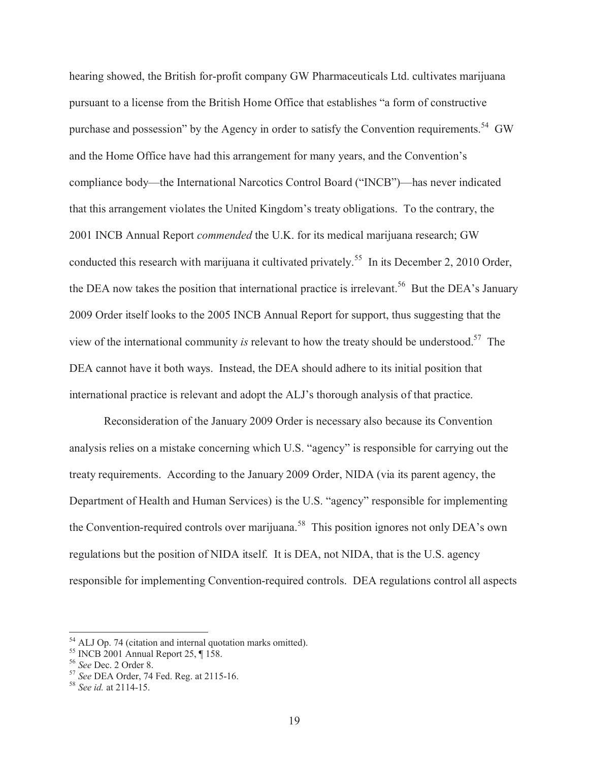hearing showed, the British for-profit company GW Pharmaceuticals Ltd. cultivates marijuana pursuant to a license from the British Home Office that establishes "a form of constructive purchase and possession" by the Agency in order to satisfy the Convention requirements.[54] GW and the Home Office have had this arrangement for many years, and the Convention's compliance body—the International Narcotics Control Board ("INCB")—has never indicated that this arrangement violates the United Kingdom's treaty obligations. To the contrary, the 2001 INCB Annual Report *commended* the U.K. for its medical marijuana research; GW conducted this research with marijuana it cultivated privately.[55] In its December 2, 2010 Order, the DEA now takes the position that international practice is irrelevant.[56] But the DEA's January 2009 Order itself looks to the 2005 INCB Annual Report for support, thus suggesting that the view of the international community *is* relevant to how the treaty should be understood.[57] The DEA cannot have it both ways. Instead, the DEA should adhere to its initial position that international practice is relevant and adopt the ALJ's thorough analysis of that practice.

Reconsideration of the January 2009 Order is necessary also because its Convention analysis relies on a mistake concerning which U.S. "agency" is responsible for carrying out the treaty requirements. According to the January 2009 Order, NIDA (via its parent agency, the Department of Health and Human Services) is the U.S. "agency" responsible for implementing the Convention-required controls over marijuana.[58] This position ignores not only DEA's own regulations but the position of NIDA itself. It is DEA, not NIDA, that is the U.S. agency responsible for implementing Convention-required controls. DEA regulations control all aspects

---

[54] ALJ Op. 74 (citation and internal quotation marks omitted).

[55] INCB 2001 Annual Report 25, ¶ 158.

[56] *See* Dec. 2 Order 8.

[57] *See* DEA Order, 74 Fed. Reg. at 2115-16.

[58] *See id.* at 2114-15.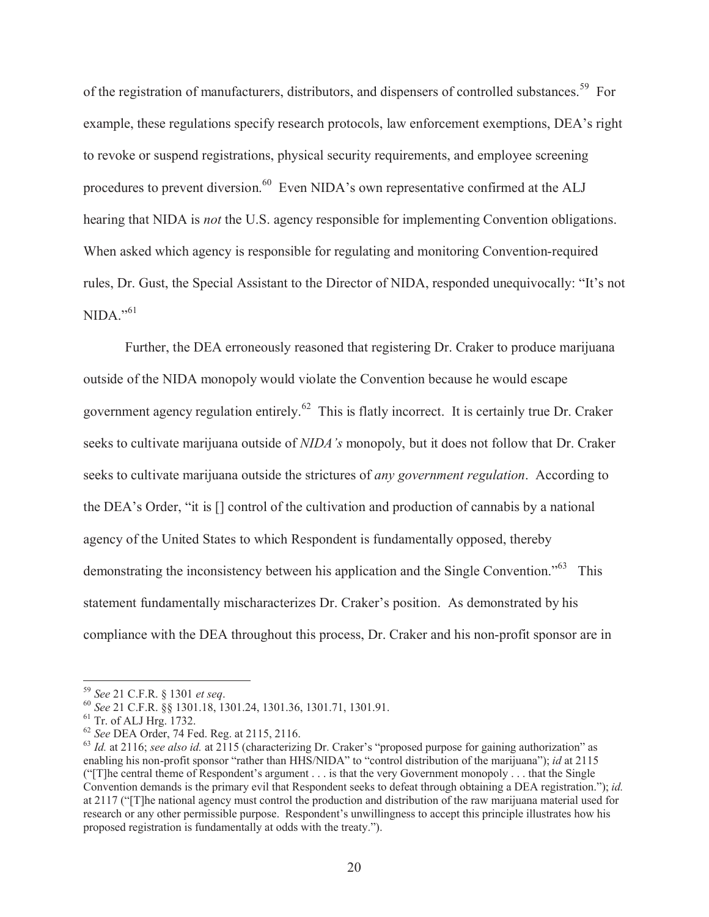of the registration of manufacturers, distributors, and dispensers of controlled substances.[59] For example, these regulations specify research protocols, law enforcement exemptions, DEA's right to revoke or suspend registrations, physical security requirements, and employee screening procedures to prevent diversion.[60] Even NIDA's own representative confirmed at the ALJ hearing that NIDA is *not* the U.S. agency responsible for implementing Convention obligations. When asked which agency is responsible for regulating and monitoring Convention-required rules, Dr. Gust, the Special Assistant to the Director of NIDA, responded unequivocally: "It's not NIDA."[61]

Further, the DEA erroneously reasoned that registering Dr. Craker to produce marijuana outside of the NIDA monopoly would violate the Convention because he would escape government agency regulation entirely.[62] This is flatly incorrect. It is certainly true Dr. Craker seeks to cultivate marijuana outside of *NIDA's* monopoly, but it does not follow that Dr. Craker seeks to cultivate marijuana outside the strictures of *any government regulation*. According to the DEA's Order, "it is [] control of the cultivation and production of cannabis by a national agency of the United States to which Respondent is fundamentally opposed, thereby demonstrating the inconsistency between his application and the Single Convention."[63] This statement fundamentally mischaracterizes Dr. Craker's position. As demonstrated by his compliance with the DEA throughout this process, Dr. Craker and his non-profit sponsor are in

---

[59] *See* 21 C.F.R. § 1301 *et seq*.

[60] *See* 21 C.F.R. §§ 1301.18, 1301.24, 1301.36, 1301.71, 1301.91.

[61] Tr. of ALJ Hrg. 1732.

[62] *See* DEA Order, 74 Fed. Reg. at 2115, 2116.

[63] *Id.* at 2116; *see also id.* at 2115 (characterizing Dr. Craker's "proposed purpose for gaining authorization" as enabling his non-profit sponsor "rather than HHS/NIDA" to "control distribution of the marijuana"); *id* at 2115 ("[T]he central theme of Respondent's argument . . . is that the very Government monopoly . . . that the Single Convention demands is the primary evil that Respondent seeks to defeat through obtaining a DEA registration."); *id.* at 2117 ("[T]he national agency must control the production and distribution of the raw marijuana material used for research or any other permissible purpose. Respondent's unwillingness to accept this principle illustrates how his proposed registration is fundamentally at odds with the treaty.").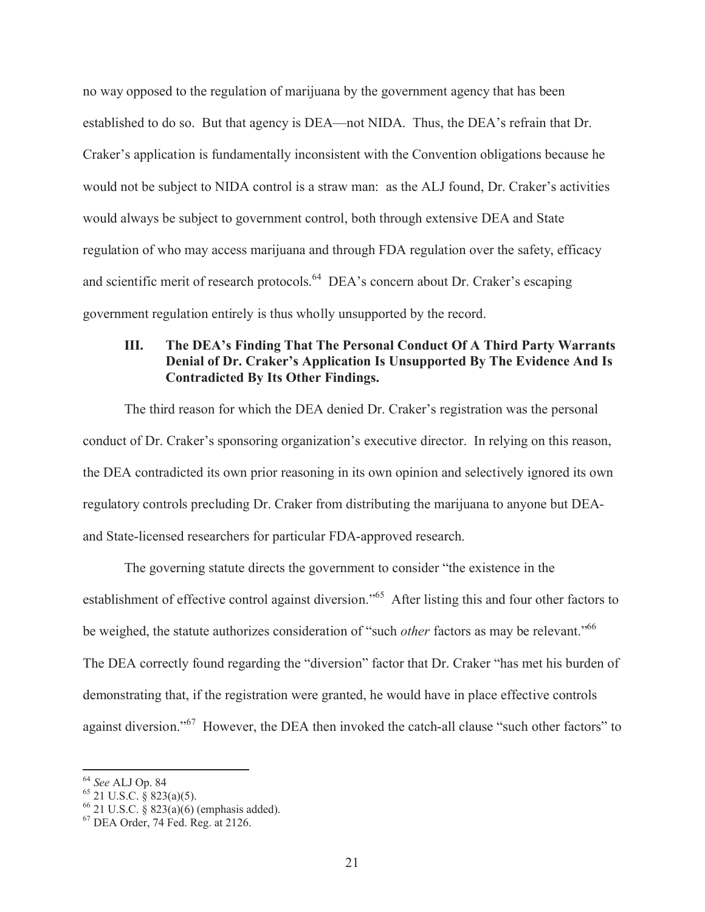no way opposed to the regulation of marijuana by the government agency that has been established to do so. But that agency is DEA—not NIDA. Thus, the DEA's refrain that Dr. Craker's application is fundamentally inconsistent with the Convention obligations because he would not be subject to NIDA control is a straw man: as the ALJ found, Dr. Craker's activities would always be subject to government control, both through extensive DEA and State regulation of who may access marijuana and through FDA regulation over the safety, efficacy and scientific merit of research protocols.[64] DEA's concern about Dr. Craker's escaping government regulation entirely is thus wholly unsupported by the record.

### III. The DEA's Finding That The Personal Conduct Of A Third Party Warrants Denial of Dr. Craker's Application Is Unsupported By The Evidence And Is Contradicted By Its Other Findings.

The third reason for which the DEA denied Dr. Craker's registration was the personal conduct of Dr. Craker's sponsoring organization's executive director. In relying on this reason, the DEA contradicted its own prior reasoning in its own opinion and selectively ignored its own regulatory controls precluding Dr. Craker from distributing the marijuana to anyone but DEA- and State-licensed researchers for particular FDA-approved research.

The governing statute directs the government to consider "the existence in the establishment of effective control against diversion."[65] After listing this and four other factors to be weighed, the statute authorizes consideration of "such *other* factors as may be relevant."[66] The DEA correctly found regarding the "diversion" factor that Dr. Craker "has met his burden of demonstrating that, if the registration were granted, he would have in place effective controls against diversion."[67] However, the DEA then invoked the catch-all clause "such other factors" to

---

[64] *See* ALJ Op. 84

[65] 21 U.S.C. § 823(a)(5).

[66] 21 U.S.C. § 823(a)(6) (emphasis added).

[67] DEA Order, 74 Fed. Reg. at 2126.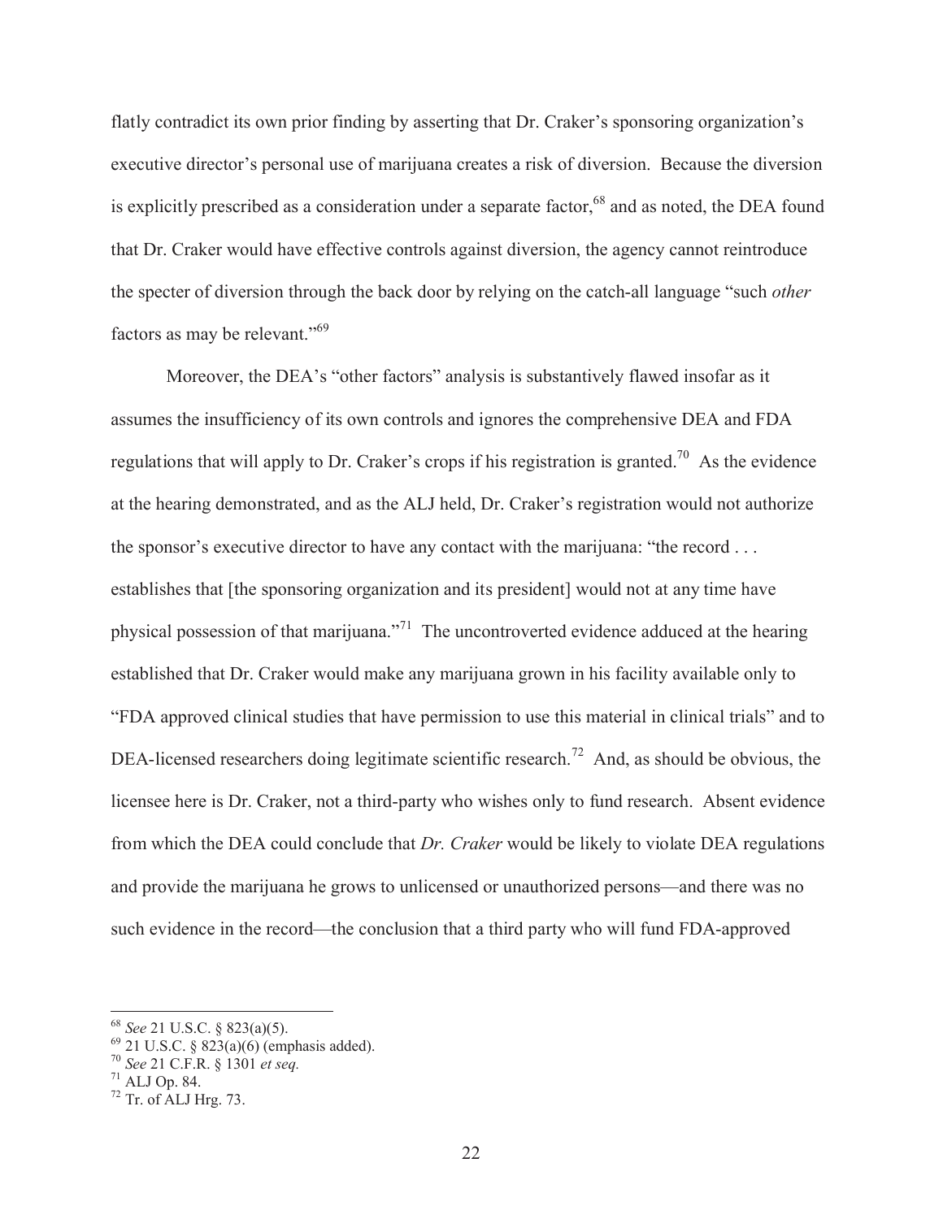flatly contradict its own prior finding by asserting that Dr. Craker's sponsoring organization's executive director's personal use of marijuana creates a risk of diversion. Because the diversion is explicitly prescribed as a consideration under a separate factor,[68] and as noted, the DEA found that Dr. Craker would have effective controls against diversion, the agency cannot reintroduce the specter of diversion through the back door by relying on the catch-all language "such *other* factors as may be relevant."[69]

Moreover, the DEA's "other factors" analysis is substantively flawed insofar as it assumes the insufficiency of its own controls and ignores the comprehensive DEA and FDA regulations that will apply to Dr. Craker's crops if his registration is granted.[70] As the evidence at the hearing demonstrated, and as the ALJ held, Dr. Craker's registration would not authorize the sponsor's executive director to have any contact with the marijuana: "the record . . . establishes that [the sponsoring organization and its president] would not at any time have physical possession of that marijuana."[71] The uncontroverted evidence adduced at the hearing established that Dr. Craker would make any marijuana grown in his facility available only to "FDA approved clinical studies that have permission to use this material in clinical trials" and to DEA-licensed researchers doing legitimate scientific research.[72] And, as should be obvious, the licensee here is Dr. Craker, not a third-party who wishes only to fund research. Absent evidence from which the DEA could conclude that *Dr. Craker* would be likely to violate DEA regulations and provide the marijuana he grows to unlicensed or unauthorized persons—and there was no such evidence in the record—the conclusion that a third party who will fund FDA-approved

---

[68] *See* 21 U.S.C. § 823(a)(5).

[69] 21 U.S.C. § 823(a)(6) (emphasis added).

[70] *See* 21 C.F.R. § 1301 *et seq.*

[71] ALJ Op. 84.

[72] Tr. of ALJ Hrg. 73.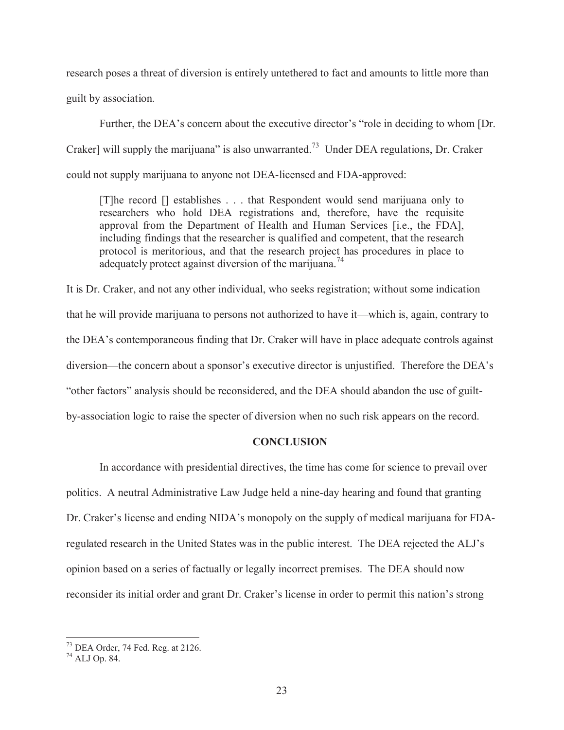research poses a threat of diversion is entirely untethered to fact and amounts to little more than guilt by association.

Further, the DEA's concern about the executive director's "role in deciding to whom [Dr. Craker] will supply the marijuana" is also unwarranted.[73] Under DEA regulations, Dr. Craker could not supply marijuana to anyone not DEA-licensed and FDA-approved:

> [T]he record [] establishes . . . that Respondent would send marijuana only to researchers who hold DEA registrations and, therefore, have the requisite approval from the Department of Health and Human Services [i.e., the FDA], including findings that the researcher is qualified and competent, that the research protocol is meritorious, and that the research project has procedures in place to adequately protect against diversion of the marijuana.[74]

It is Dr. Craker, and not any other individual, who seeks registration; without some indication that he will provide marijuana to persons not authorized to have it—which is, again, contrary to the DEA's contemporaneous finding that Dr. Craker will have in place adequate controls against diversion—the concern about a sponsor's executive director is unjustified. Therefore the DEA's "other factors" analysis should be reconsidered, and the DEA should abandon the use of guilt-by-association logic to raise the specter of diversion when no such risk appears on the record.

## CONCLUSION

In accordance with presidential directives, the time has come for science to prevail over politics. A neutral Administrative Law Judge held a nine-day hearing and found that granting Dr. Craker's license and ending NIDA's monopoly on the supply of medical marijuana for FDA-regulated research in the United States was in the public interest. The DEA rejected the ALJ's opinion based on a series of factually or legally incorrect premises. The DEA should now reconsider its initial order and grant Dr. Craker's license in order to permit this nation's strong

---

[73] DEA Order, 74 Fed. Reg. at 2126.

[74] ALJ Op. 84.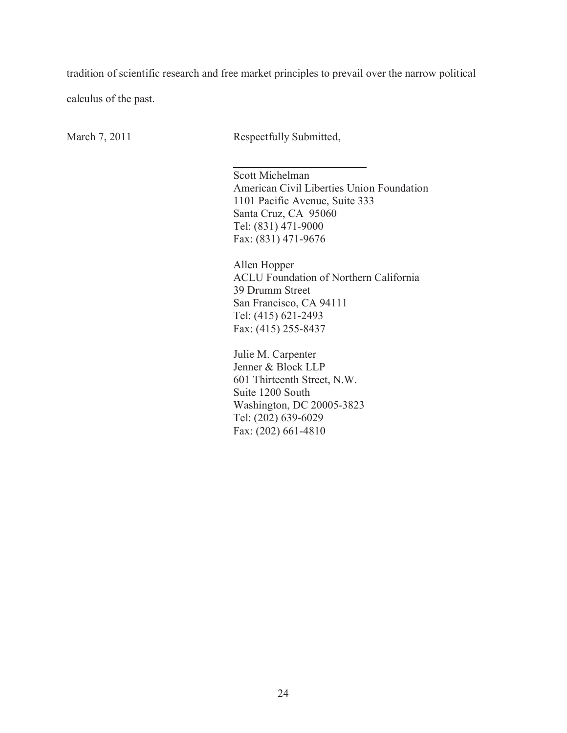tradition of scientific research and free market principles to prevail over the narrow political calculus of the past.

March 7, 2011 Respectfully Submitted,

\_\_\_\_\_\_\_\_\_\_\_\_\_\_\_\_\_\_\_\_\_\_\_\_\_

Scott Michelman
American Civil Liberties Union Foundation
1101 Pacific Avenue, Suite 333
Santa Cruz, CA 95060
Tel: (831) 471-9000
Fax: (831) 471-9676

Allen Hopper
ACLU Foundation of Northern California
39 Drumm Street
San Francisco, CA 94111
Tel: (415) 621-2493
Fax: (415) 255-8437

Julie M. Carpenter
Jenner & Block LLP
601 Thirteenth Street, N.W.
Suite 1200 South
Washington, DC 20005-3823
Tel: (202) 639-6029
Fax: (202) 661-4810